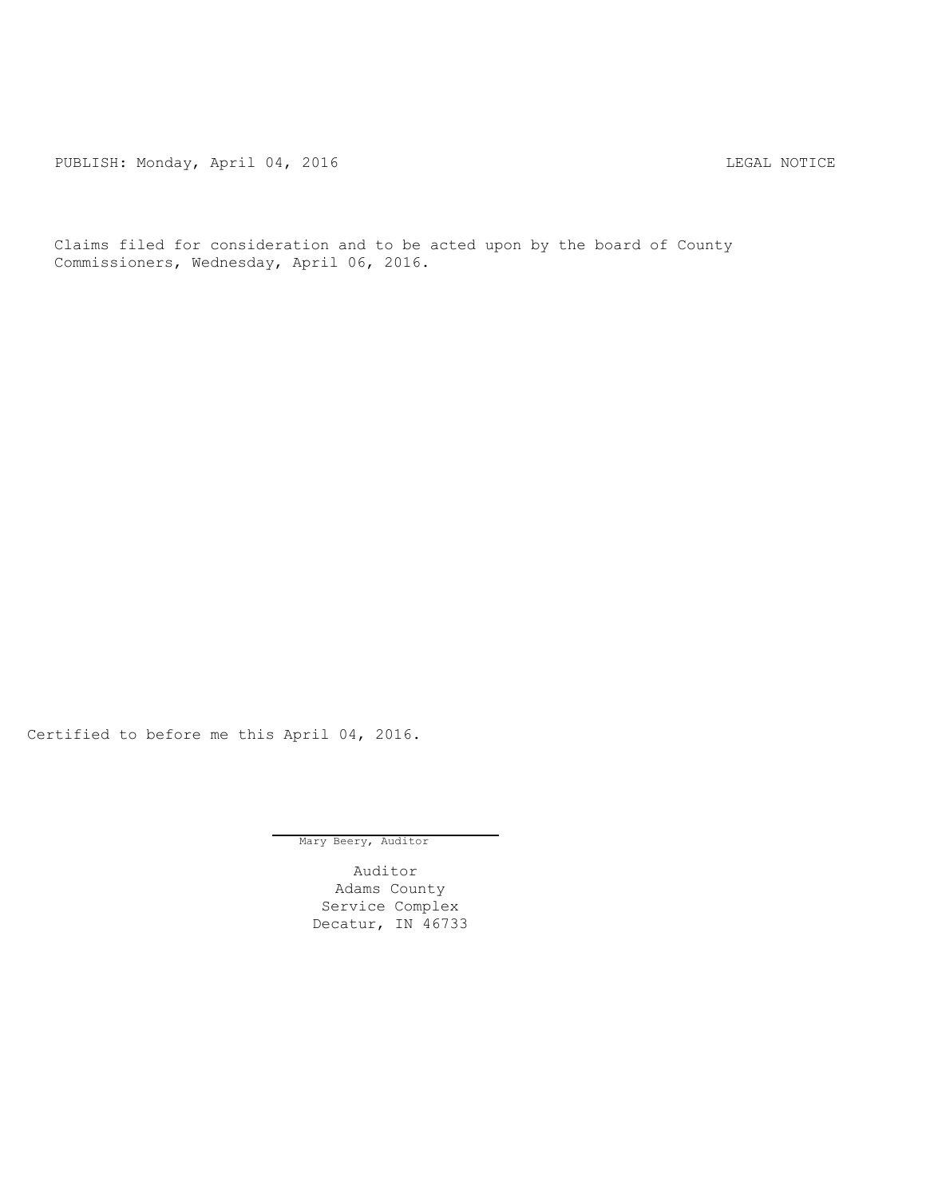PUBLISH: Monday, April 04, 2016 LEGAL NOTICE

Claims filed for consideration and to be acted upon by the board of County Commissioners, Wednesday, April 06, 2016.

Certified to before me this April 04, 2016.

Mary Beery, Auditor

Auditor
Adams County
Service Complex
Decatur, IN 46733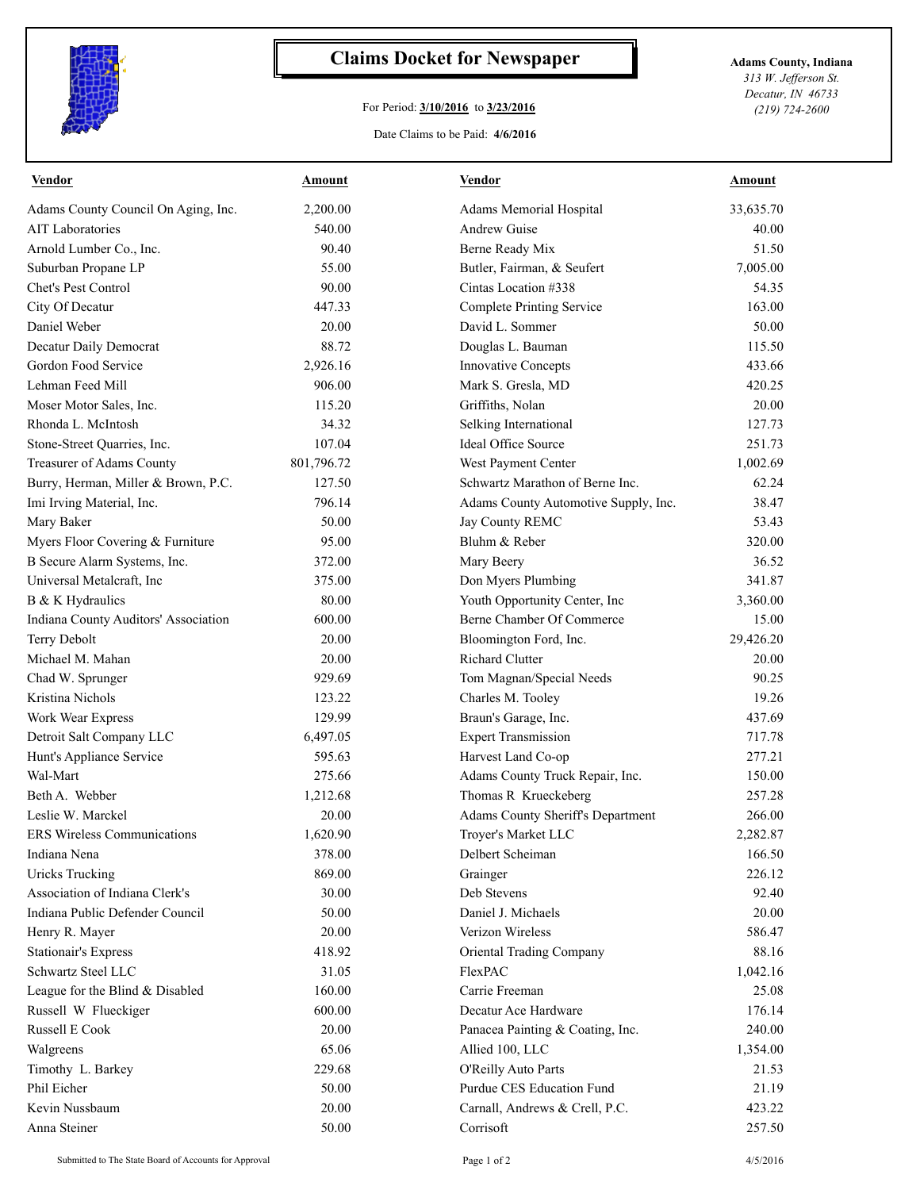# Claims Docket for Newspaper

For Period: **3/10/2016** to **3/23/2016**

Date Claims to be Paid: **4/6/2016**

**Adams County, Indiana**
*313 W. Jefferson St.*
*Decatur, IN 46733*
*(219) 724-2600*

| Vendor | Amount | Vendor | Amount |
|---|---|---|---|
| Adams County Council On Aging, Inc. | 2,200.00 | Adams Memorial Hospital | 33,635.70 |
| AIT Laboratories | 540.00 | Andrew Guise | 40.00 |
| Arnold Lumber Co., Inc. | 90.40 | Berne Ready Mix | 51.50 |
| Suburban Propane LP | 55.00 | Butler, Fairman, & Seufert | 7,005.00 |
| Chet's Pest Control | 90.00 | Cintas Location #338 | 54.35 |
| City Of Decatur | 447.33 | Complete Printing Service | 163.00 |
| Daniel Weber | 20.00 | David L. Sommer | 50.00 |
| Decatur Daily Democrat | 88.72 | Douglas L. Bauman | 115.50 |
| Gordon Food Service | 2,926.16 | Innovative Concepts | 433.66 |
| Lehman Feed Mill | 906.00 | Mark S. Gresla, MD | 420.25 |
| Moser Motor Sales, Inc. | 115.20 | Griffiths, Nolan | 20.00 |
| Rhonda L. McIntosh | 34.32 | Selking International | 127.73 |
| Stone-Street Quarries, Inc. | 107.04 | Ideal Office Source | 251.73 |
| Treasurer of Adams County | 801,796.72 | West Payment Center | 1,002.69 |
| Burry, Herman, Miller & Brown, P.C. | 127.50 | Schwartz Marathon of Berne Inc. | 62.24 |
| Imi Irving Material, Inc. | 796.14 | Adams County Automotive Supply, Inc. | 38.47 |
| Mary Baker | 50.00 | Jay County REMC | 53.43 |
| Myers Floor Covering & Furniture | 95.00 | Bluhm & Reber | 320.00 |
| B Secure Alarm Systems, Inc. | 372.00 | Mary Beery | 36.52 |
| Universal Metalcraft, Inc | 375.00 | Don Myers Plumbing | 341.87 |
| B & K Hydraulics | 80.00 | Youth Opportunity Center, Inc | 3,360.00 |
| Indiana County Auditors' Association | 600.00 | Berne Chamber Of Commerce | 15.00 |
| Terry Debolt | 20.00 | Bloomington Ford, Inc. | 29,426.20 |
| Michael M. Mahan | 20.00 | Richard Clutter | 20.00 |
| Chad W. Sprunger | 929.69 | Tom Magnan/Special Needs | 90.25 |
| Kristina Nichols | 123.22 | Charles M. Tooley | 19.26 |
| Work Wear Express | 129.99 | Braun's Garage, Inc. | 437.69 |
| Detroit Salt Company LLC | 6,497.05 | Expert Transmission | 717.78 |
| Hunt's Appliance Service | 595.63 | Harvest Land Co-op | 277.21 |
| Wal-Mart | 275.66 | Adams County Truck Repair, Inc. | 150.00 |
| Beth A. Webber | 1,212.68 | Thomas R Krueckeberg | 257.28 |
| Leslie W. Marckel | 20.00 | Adams County Sheriff's Department | 266.00 |
| ERS Wireless Communications | 1,620.90 | Troyer's Market LLC | 2,282.87 |
| Indiana Nena | 378.00 | Delbert Scheiman | 166.50 |
| Uricks Trucking | 869.00 | Grainger | 226.12 |
| Association of Indiana Clerk's | 30.00 | Deb Stevens | 92.40 |
| Indiana Public Defender Council | 50.00 | Daniel J. Michaels | 20.00 |
| Henry R. Mayer | 20.00 | Verizon Wireless | 586.47 |
| Stationair's Express | 418.92 | Oriental Trading Company | 88.16 |
| Schwartz Steel LLC | 31.05 | FlexPAC | 1,042.16 |
| League for the Blind & Disabled | 160.00 | Carrie Freeman | 25.08 |
| Russell W Flueckiger | 600.00 | Decatur Ace Hardware | 176.14 |
| Russell E Cook | 20.00 | Panacea Painting & Coating, Inc. | 240.00 |
| Walgreens | 65.06 | Allied 100, LLC | 1,354.00 |
| Timothy L. Barkey | 229.68 | O'Reilly Auto Parts | 21.53 |
| Phil Eicher | 50.00 | Purdue CES Education Fund | 21.19 |
| Kevin Nussbaum | 20.00 | Carnall, Andrews & Crell, P.C. | 423.22 |
| Anna Steiner | 50.00 | Corrisoft | 257.50 |

Submitted to The State Board of Accounts for Approval

4/5/2016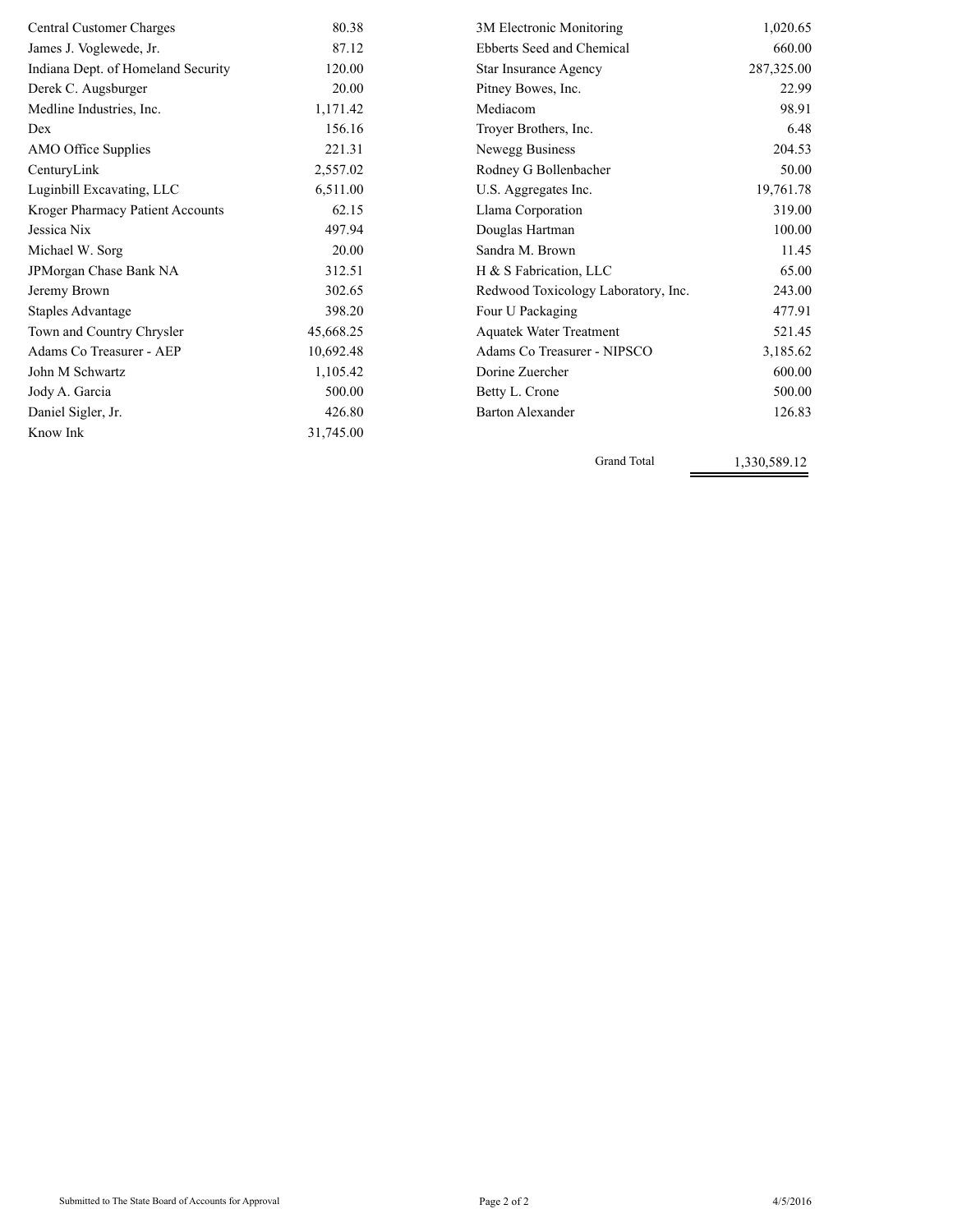| | |
|---|---|
| Central Customer Charges | 80.38 |
| James J. Voglewede, Jr. | 87.12 |
| Indiana Dept. of Homeland Security | 120.00 |
| Derek C. Augsburger | 20.00 |
| Medline Industries, Inc. | 1,171.42 |
| Dex | 156.16 |
| AMO Office Supplies | 221.31 |
| CenturyLink | 2,557.02 |
| Luginbill Excavating, LLC | 6,511.00 |
| Kroger Pharmacy Patient Accounts | 62.15 |
| Jessica Nix | 497.94 |
| Michael W. Sorg | 20.00 |
| JPMorgan Chase Bank NA | 312.51 |
| Jeremy Brown | 302.65 |
| Staples Advantage | 398.20 |
| Town and Country Chrysler | 45,668.25 |
| Adams Co Treasurer - AEP | 10,692.48 |
| John M Schwartz | 1,105.42 |
| Jody A. Garcia | 500.00 |
| Daniel Sigler, Jr. | 426.80 |
| Know Ink | 31,745.00 |
| 3M Electronic Monitoring | 1,020.65 |
| Ebberts Seed and Chemical | 660.00 |
| Star Insurance Agency | 287,325.00 |
| Pitney Bowes, Inc. | 22.99 |
| Mediacom | 98.91 |
| Troyer Brothers, Inc. | 6.48 |
| Newegg Business | 204.53 |
| Rodney G Bollenbacher | 50.00 |
| U.S. Aggregates Inc. | 19,761.78 |
| Llama Corporation | 319.00 |
| Douglas Hartman | 100.00 |
| Sandra M. Brown | 11.45 |
| H & S Fabrication, LLC | 65.00 |
| Redwood Toxicology Laboratory, Inc. | 243.00 |
| Four U Packaging | 477.91 |
| Aquatek Water Treatment | 521.45 |
| Adams Co Treasurer - NIPSCO | 3,185.62 |
| Dorine Zuercher | 600.00 |
| Betty L. Crone | 500.00 |
| Barton Alexander | 126.83 |
| Grand Total | 1,330,589.12 |

Submitted to The State Board of Accounts for Approval

4/5/2016